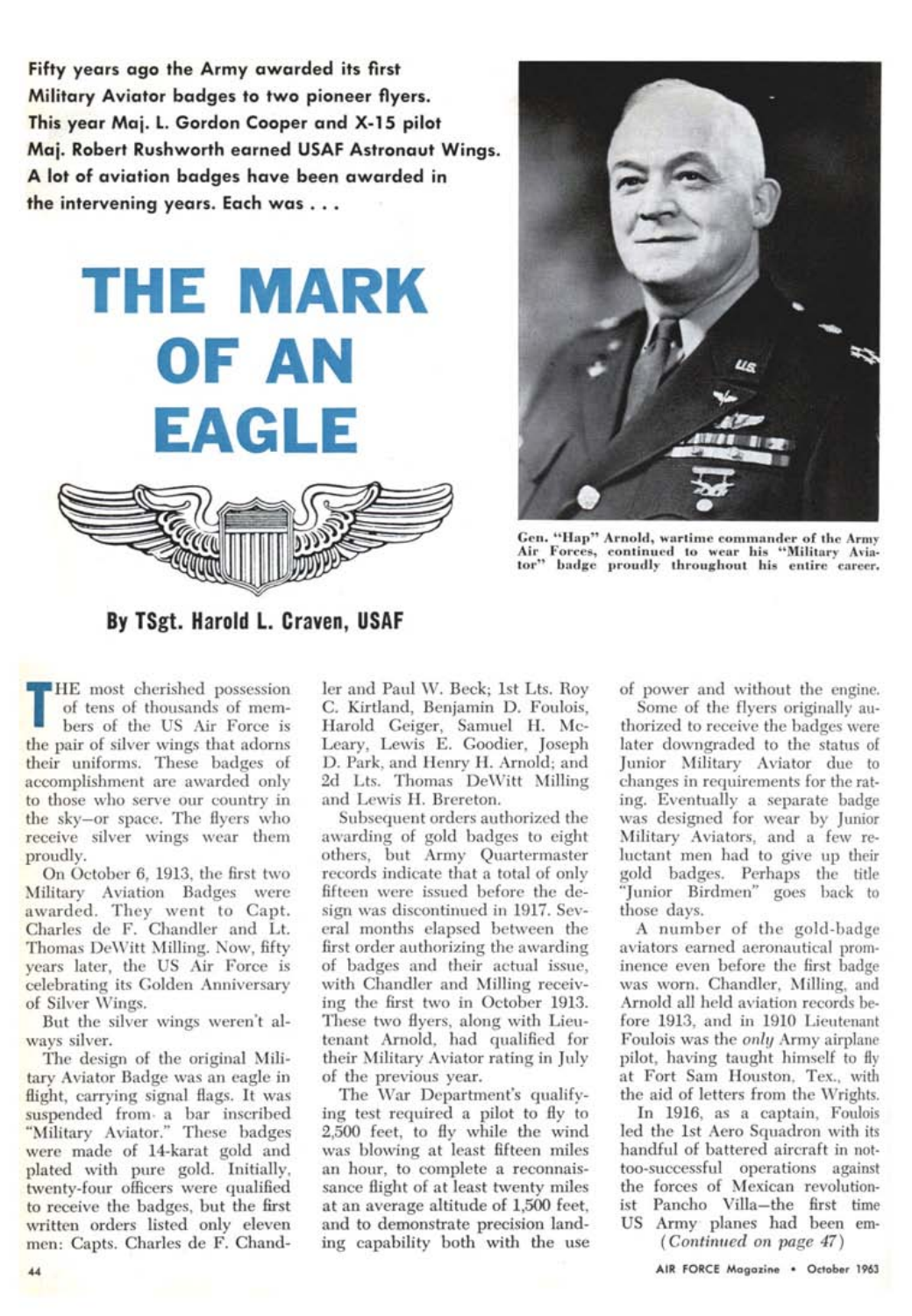**Fifty years ago the Army awarded its first Military Aviator badges to two pioneer flyers. This year Maj. L. Gordon Cooper and X-15 pilot Maj. Robert Rushworth earned USAF Astronaut Wings. A lot of aviation badges have been awarded in the intervening years. Each was . . .**

# THE MARK OF AN EAGLE

Gen. "Hap" Arnold, wartime commander of the Army Air Forces, continued to wear his "Military Aviator" badge proudly throughout his entire career.

## By TSgt. Harold L. Craven, USAF

THE most cherished possession of tens of thousands of members of the US Air Force is the pair of silver wings that adorns their uniforms. These badges of accomplishment are awarded only to those who serve our country in the sky—or space. The flyers who receive silver wings wear them proudly.

On October 6, 1913, the first two Military Aviation Badges were awarded. They went to Capt. Charles de F. Chandler and Lt. Thomas DeWitt Milling. Now, fifty years later, the US Air Force is celebrating its Golden Anniversary of Silver Wings.

But the silver wings weren't always silver.

The design of the original Military Aviator Badge was an eagle in flight, carrying signal flags. It was suspended from a bar inscribed "Military Aviator." These badges were made of 14-karat gold and plated with pure gold. Initially, twenty-four officers were qualified to receive the badges, but the first written orders listed only eleven men: Capts. Charles de F. Chandler and Paul W. Beck; 1st Lts. Roy C. Kirtland, Benjamin D. Foulois, Harold Geiger, Samuel H. McLeary, Lewis E. Goodier, Joseph D. Park, and Henry H. Arnold; and 2d Lts. Thomas DeWitt Milling and Lewis H. Brereton.

Subsequent orders authorized the awarding of gold badges to eight others, but Army Quartermaster records indicate that a total of only fifteen were issued before the design was discontinued in 1917. Several months elapsed between the first order authorizing the awarding of badges and their actual issue, with Chandler and Milling receiving the first two in October 1913. These two flyers, along with Lieutenant Arnold, had qualified for their Military Aviator rating in July of the previous year.

The War Department's qualifying test required a pilot to fly to 2,500 feet, to fly while the wind was blowing at least fifteen miles an hour, to complete a reconnaissance flight of at least twenty miles at an average altitude of 1,500 feet, and to demonstrate precision landing capability both with the use of power and without the engine.

Some of the flyers originally authorized to receive the badges were later downgraded to the status of Junior Military Aviator due to changes in requirements for the rating. Eventually a separate badge was designed for wear by Junior Military Aviators, and a few reluctant men had to give up their gold badges. Perhaps the title "Junior Birdmen" goes back to those days.

A number of the gold-badge aviators earned aeronautical prominence even before the first badge was worn. Chandler, Milling, and Arnold all held aviation records before 1913, and in 1910 Lieutenant Foulois was the *only* Army airplane pilot, having taught himself to fly at Fort Sam Houston, Tex., with the aid of letters from the Wrights.

In 1916, as a captain, Foulois led the 1st Aero Squadron with its handful of battered aircraft in not-too-successful operations against the forces of Mexican revolutionist Pancho Villa—the first time US Army planes had been em-

*(Continued on page 47)*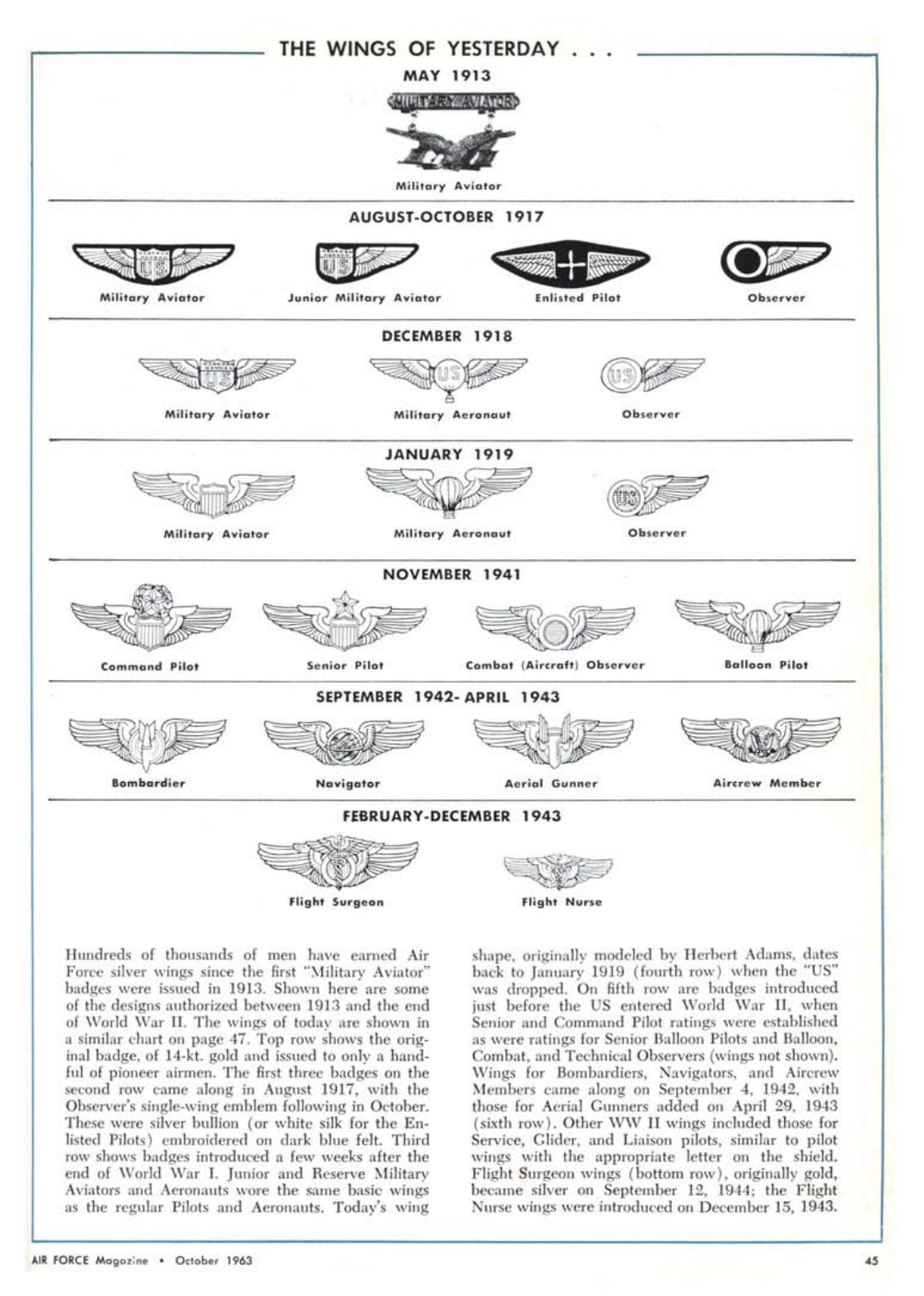# THE WINGS OF YESTERDAY . . .

## MAY 1913

Military Aviator

## AUGUST-OCTOBER 1917

Military Aviator — Junior Military Aviator — Enlisted Pilot — Observer

## DECEMBER 1918

Military Aviator — Military Aeronaut — Observer

## JANUARY 1919

Military Aviator — Military Aeronaut — Observer

## NOVEMBER 1941

Command Pilot — Senior Pilot — Combat (Aircraft) Observer — Balloon Pilot

## SEPTEMBER 1942- APRIL 1943

Bombardier — Navigator — Aerial Gunner — Aircrew Member

## FEBRUARY-DECEMBER 1943

Flight Surgeon — Flight Nurse

Hundreds of thousands of men have earned Air Force silver wings since the first "Military Aviator" badges were issued in 1913. Shown here are some of the designs authorized between 1913 and the end of World War II. The wings of today are shown in a similar chart on page 47. Top row shows the original badge, of 14-kt. gold and issued to only a handful of pioneer airmen. The first three badges on the second row came along in August 1917, with the Observer's single-wing emblem following in October. These were silver bullion (or white silk for the Enlisted Pilots) embroidered on dark blue felt. Third row shows badges introduced a few weeks after the end of World War I. Junior and Reserve Military Aviators and Aeronauts wore the same basic wings as the regular Pilots and Aeronauts. Today's wing shape, originally modeled by Herbert Adams, dates back to January 1919 (fourth row) when the "US" was dropped. On fifth row are badges introduced just before the US entered World War II, when Senior and Command Pilot ratings were established as were ratings for Senior Balloon Pilots and Balloon, Combat, and Technical Observers (wings not shown). Wings for Bombardiers, Navigators, and Aircrew Members came along on September 4, 1942, with those for Aerial Gunners added on April 29, 1943 (sixth row). Other WW II wings included those for Service, Glider, and Liaison pilots, similar to pilot wings with the appropriate letter on the shield. Flight Surgeon wings (bottom row), originally gold, became silver on September 12, 1944; the Flight Nurse wings were introduced on December 15, 1943.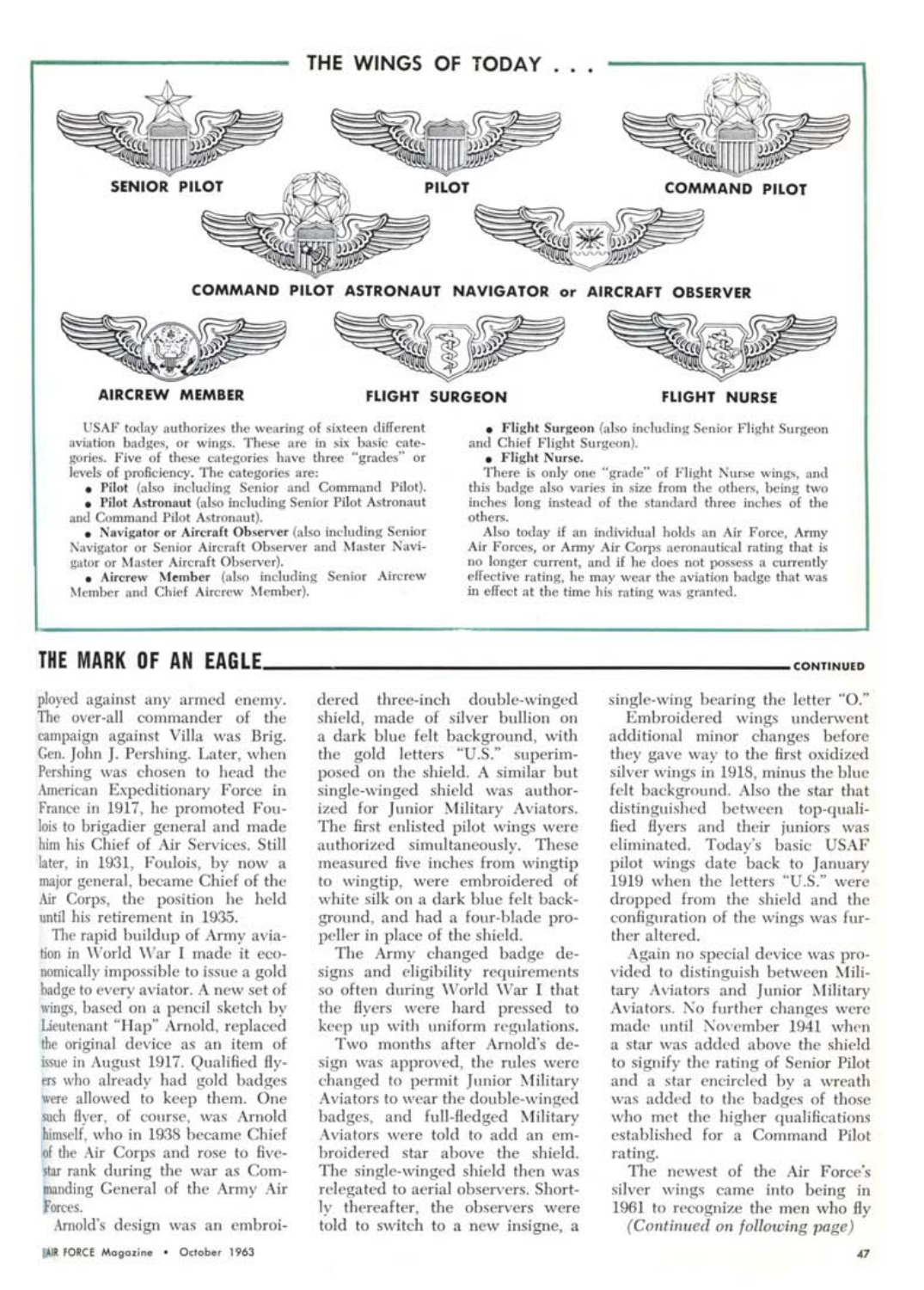## THE WINGS OF TODAY . . .

SENIOR PILOT

PILOT

COMMAND PILOT

COMMAND PILOT ASTRONAUT

NAVIGATOR or AIRCRAFT OBSERVER

AIRCREW MEMBER

FLIGHT SURGEON

FLIGHT NURSE

USAF today authorizes the wearing of sixteen different aviation badges, or wings. These are in six basic categories. Five of these categories have three "grades" or levels of proficiency. The categories are:

- **Pilot** (also including Senior and Command Pilot).
- **Pilot Astronaut** (also including Senior Pilot Astronaut and Command Pilot Astronaut).
- **Navigator or Aircraft Observer** (also including Senior Navigator or Senior Aircraft Observer and Master Navigator or Master Aircraft Observer).
- **Aircrew Member** (also including Senior Aircrew Member and Chief Aircrew Member).
- **Flight Surgeon** (also including Senior Flight Surgeon and Chief Flight Surgeon).
- **Flight Nurse.**

There is only one "grade" of Flight Nurse wings, and this badge also varies in size from the others, being two inches long instead of the standard three inches of the others.

Also today if an individual holds an Air Force, Army Air Forces, or Army Air Corps aeronautical rating that is no longer current, and if he does not possess a currently effective rating, he may wear the aviation badge that was in effect at the time his rating was granted.

## THE MARK OF AN EAGLE — CONTINUED

ployed against any armed enemy. The over-all commander of the campaign against Villa was Brig. Gen. John J. Pershing. Later, when Pershing was chosen to head the American Expeditionary Force in France in 1917, he promoted Foulois to brigadier general and made him his Chief of Air Services. Still later, in 1931, Foulois, by now a major general, became Chief of the Air Corps, the position he held until his retirement in 1935.

The rapid buildup of Army aviation in World War I made it economically impossible to issue a gold badge to every aviator. A new set of wings, based on a pencil sketch by Lieutenant "Hap" Arnold, replaced the original device as an item of issue in August 1917. Qualified flyers who already had gold badges were allowed to keep them. One such flyer, of course, was Arnold himself, who in 1938 became Chief of the Air Corps and rose to five-star rank during the war as Commanding General of the Army Air Forces.

Arnold's design was an embroidered three-inch double-winged shield, made of silver bullion on a dark blue felt background, with the gold letters "U.S." superimposed on the shield. A similar but single-winged shield was authorized for Junior Military Aviators. The first enlisted pilot wings were authorized simultaneously. These measured five inches from wingtip to wingtip, were embroidered of white silk on a dark blue felt background, and had a four-blade propeller in place of the shield.

The Army changed badge designs and eligibility requirements so often during World War I that the flyers were hard pressed to keep up with uniform regulations.

Two months after Arnold's design was approved, the rules were changed to permit Junior Military Aviators to wear the double-winged badges, and full-fledged Military Aviators were told to add an embroidered star above the shield. The single-winged shield then was relegated to aerial observers. Shortly thereafter, the observers were told to switch to a new insigne, a single-wing bearing the letter "O."

Embroidered wings underwent additional minor changes before they gave way to the first oxidized silver wings in 1918, minus the blue felt background. Also the star that distinguished between top-qualified flyers and their juniors was eliminated. Today's basic USAF pilot wings date back to January 1919 when the letters "U.S." were dropped from the shield and the configuration of the wings was further altered.

Again no special device was provided to distinguish between Military Aviators and Junior Military Aviators. No further changes were made until November 1941 when a star was added above the shield to signify the rating of Senior Pilot and a star encircled by a wreath was added to the badges of those who met the higher qualifications established for a Command Pilot rating.

The newest of the Air Force's silver wings came into being in 1961 to recognize the men who fly

*(Continued on following page)*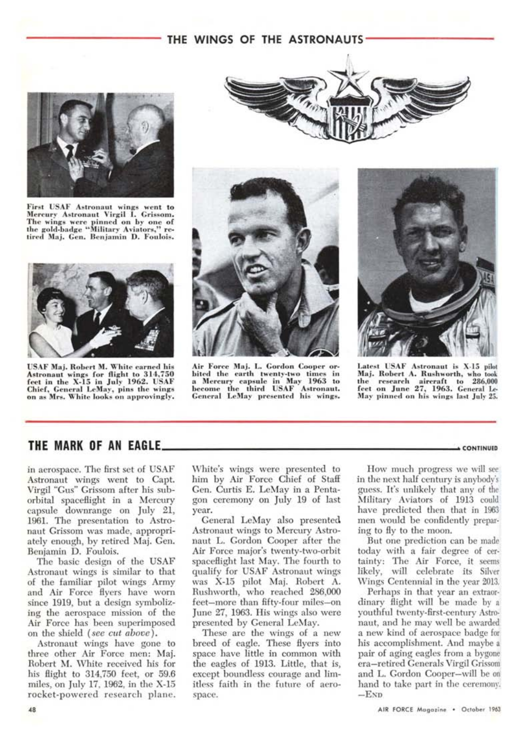## THE WINGS OF THE ASTRONAUTS

First USAF Astronaut wings went to Mercury Astronaut Virgil I. Grissom. The wings were pinned on by one of the gold-badge "Military Aviators," retired Maj. Gen. Benjamin D. Foulois.

USAF Maj. Robert M. White earned his Astronaut wings for flight to 314,750 feet in the X-15 in July 1962. USAF Chief, General LeMay, pins the wings on as Mrs. White looks on approvingly.

Air Force Maj. L. Gordon Cooper orbited the earth twenty-two times in a Mercury capsule in May 1963 to become the third USAF Astronaut. General LeMay presented his wings.

Latest USAF Astronaut is X-15 pilot Maj. Robert A. Rushworth, who took the research aircraft to 286,000 feet on June 27, 1963. General LeMay pinned on his wings last July 25.

## THE MARK OF AN EAGLE

CONTINUED

in aerospace. The first set of USAF Astronaut wings went to Capt. Virgil "Gus" Grissom after his suborbital spaceflight in a Mercury capsule downrange on July 21, 1961. The presentation to Astronaut Grissom was made, appropriately enough, by retired Maj. Gen. Benjamin D. Foulois.

The basic design of the USAF Astronaut wings is similar to that of the familiar pilot wings Army and Air Force flyers have worn since 1919, but a design symbolizing the aerospace mission of the Air Force has been superimposed on the shield (*see cut above*).

Astronaut wings have gone to three other Air Force men: Maj. Robert M. White received his for his flight to 314,750 feet, or 59.6 miles, on July 17, 1962, in the X-15 rocket-powered research plane. White's wings were presented to him by Air Force Chief of Staff Gen. Curtis E. LeMay in a Pentagon ceremony on July 19 of last year.

General LeMay also presented Astronaut wings to Mercury Astronaut L. Gordon Cooper after the Air Force major's twenty-two-orbit spaceflight last May. The fourth to qualify for USAF Astronaut wings was X-15 pilot Maj. Robert A. Rushworth, who reached 286,000 feet—more than fifty-four miles—on June 27, 1963. His wings also were presented by General LeMay.

These are the wings of a new breed of eagle. These flyers into space have little in common with the eagles of 1913. Little, that is, except boundless courage and limitless faith in the future of aerospace.

How much progress we will see in the next half century is anybody's guess. It's unlikely that any of the Military Aviators of 1913 could have predicted then that in 1963 men would be confidently preparing to fly to the moon.

But one prediction can be made today with a fair degree of certainty: The Air Force, it seems likely, will celebrate its Silver Wings Centennial in the year 2013.

Perhaps in that year an extraordinary flight will be made by a youthful twenty-first-century Astronaut, and he may well be awarded a new kind of aerospace badge for his accomplishment. And maybe a pair of aging eagles from a bygone era—retired Generals Virgil Grissom and L. Gordon Cooper—will be on hand to take part in the ceremony. —END